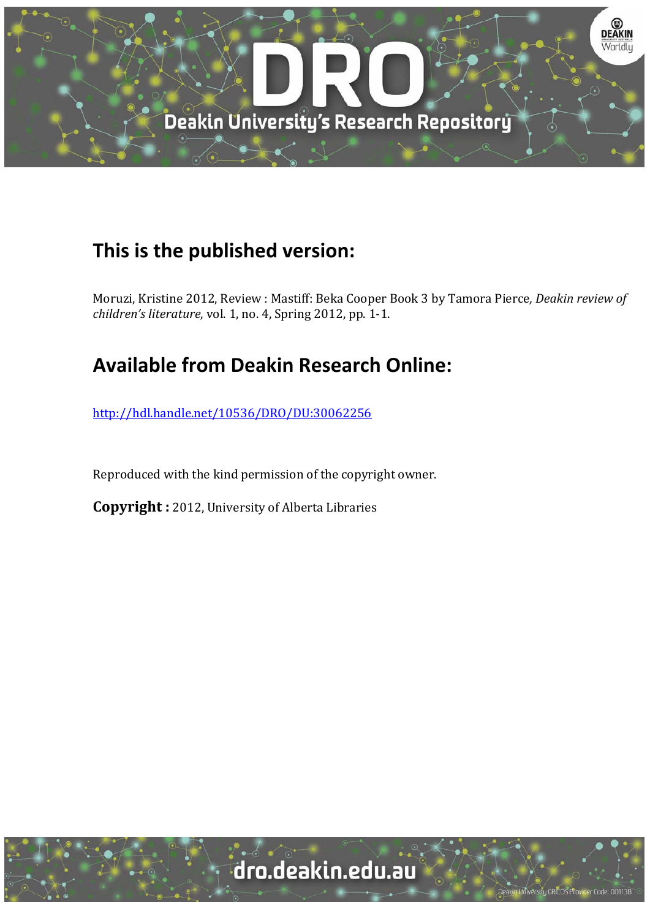## This is the published version:

Moruzi, Kristine 2012, Review : Mastiff: Beka Cooper Book 3 by Tamora Pierce, *Deakin review of children's literature*, vol. 1, no. 4, Spring 2012, pp. 1-1.

## Available from Deakin Research Online:

http://hdl.handle.net/10536/DRO/DU:30062256

Reproduced with the kind permission of the copyright owner.

**Copyright :** 2012, University of Alberta Libraries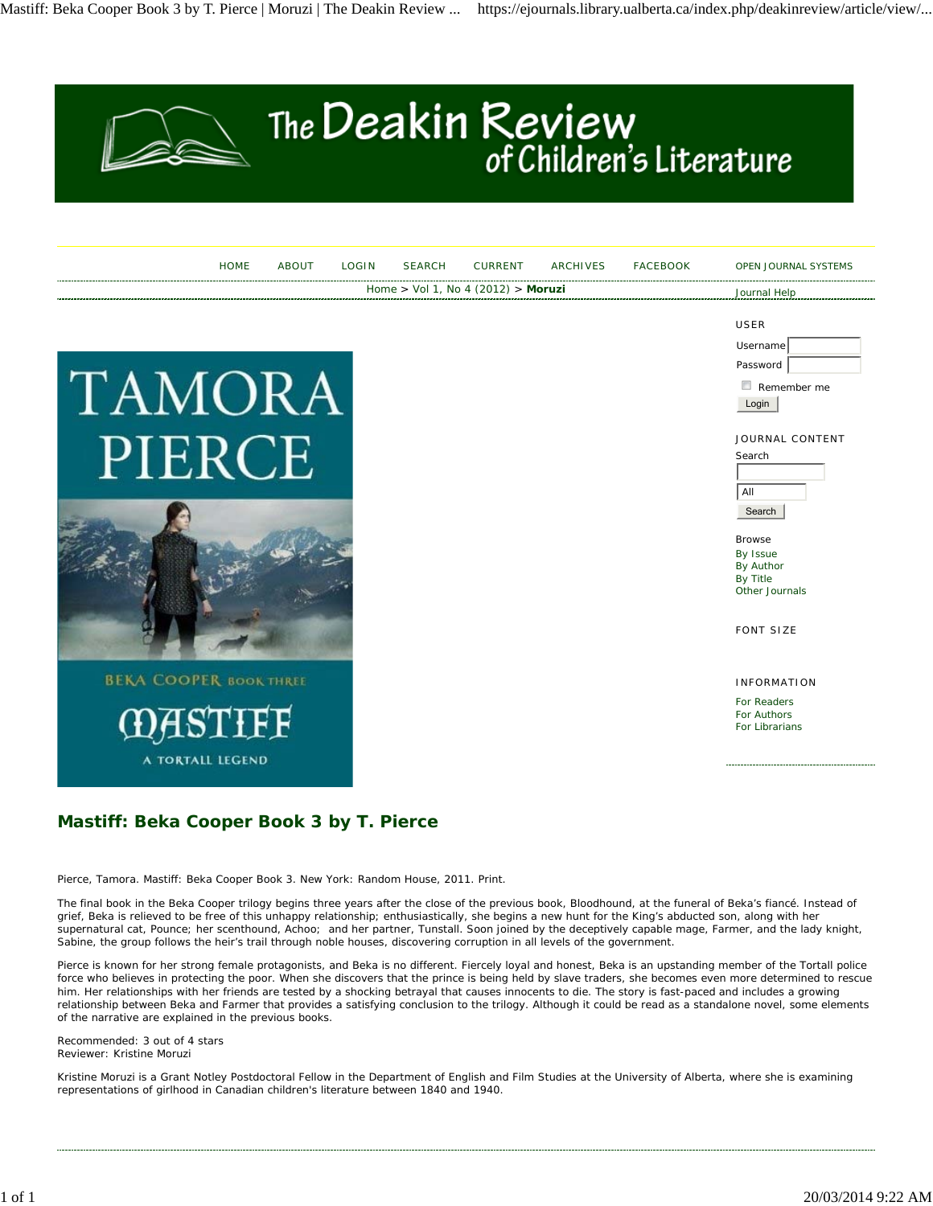# Mastiff: Beka Cooper Book 3 by T. Pierce

Pierce, Tamora. Mastiff: Beka Cooper Book 3. New York: Random House, 2011. Print.

The final book in the Beka Cooper trilogy begins three years after the close of the previous book, Bloodhound, at the funeral of Beka's fiancé. Instead of grief, Beka is relieved to be free of this unhappy relationship; enthusiastically, she begins a new hunt for the King's abducted son, along with her supernatural cat, Pounce; her scenthound, Achoo; and her partner, Tunstall. Soon joined by the deceptively capable mage, Farmer, and the lady knight, Sabine, the group follows the heir's trail through noble houses, discovering corruption in all levels of the government.

Pierce is known for her strong female protagonists, and Beka is no different. Fiercely loyal and honest, Beka is an upstanding member of the Tortall police force who believes in protecting the poor. When she discovers that the prince is being held by slave traders, she becomes even more determined to rescue him. Her relationships with her friends are tested by a shocking betrayal that causes innocents to die. The story is fast-paced and includes a growing relationship between Beka and Farmer that provides a satisfying conclusion to the trilogy. Although it could be read as a standalone novel, some elements of the narrative are explained in the previous books.

Recommended: 3 out of 4 stars
Reviewer: Kristine Moruzi

Kristine Moruzi is a Grant Notley Postdoctoral Fellow in the Department of English and Film Studies at the University of Alberta, where she is examining representations of girlhood in Canadian children's literature between 1840 and 1940.